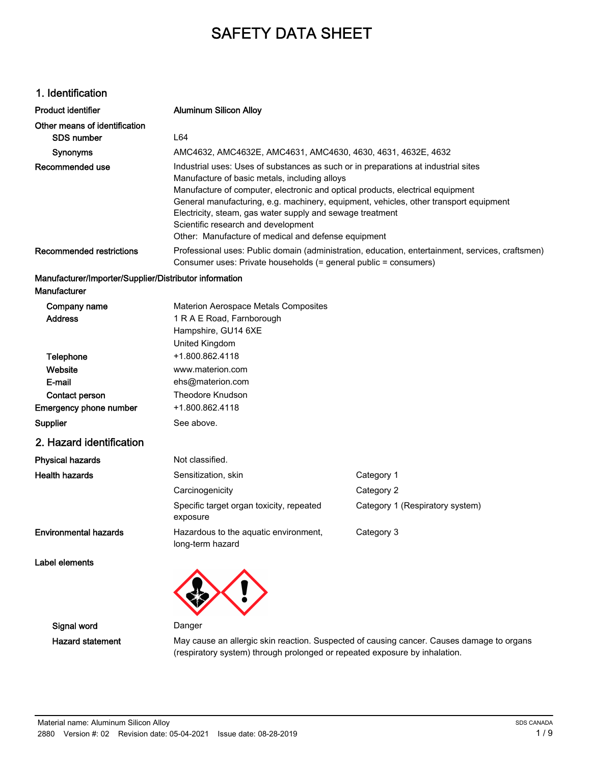# SAFETY DATA SHEET

## 1. Identification

| | |
|---|---|
| **Product identifier** | **Aluminum Silicon Alloy** |
| **Other means of identification** | |
| **SDS number** | L64 |
| **Synonyms** | AMC4632, AMC4632E, AMC4631, AMC4630, 4630, 4631, 4632E, 4632 |
| **Recommended use** | Industrial uses: Uses of substances as such or in preparations at industrial sites<br>Manufacture of basic metals, including alloys<br>Manufacture of computer, electronic and optical products, electrical equipment<br>General manufacturing, e.g. machinery, equipment, vehicles, other transport equipment<br>Electricity, steam, gas water supply and sewage treatment<br>Scientific research and development<br>Other: Manufacture of medical and defense equipment |
| **Recommended restrictions** | Professional uses: Public domain (administration, education, entertainment, services, craftsmen)<br>Consumer uses: Private households (= general public = consumers) |

**Manufacturer/Importer/Supplier/Distributor information**

**Manufacturer**

| | |
|---|---|
| **Company name** | Materion Aerospace Metals Composites |
| **Address** | 1 R A E Road, Farnborough<br>Hampshire, GU14 6XE<br>United Kingdom |
| **Telephone** | +1.800.862.4118 |
| **Website** | www.materion.com |
| **E-mail** | ehs@materion.com |
| **Contact person** | Theodore Knudson |
| **Emergency phone number** | +1.800.862.4118 |
| **Supplier** | See above. |

## 2. Hazard identification

| | | |
|---|---|---|
| **Physical hazards** | Not classified. | |
| **Health hazards** | Sensitization, skin | Category 1 |
| | Carcinogenicity | Category 2 |
| | Specific target organ toxicity, repeated exposure | Category 1 (Respiratory system) |
| **Environmental hazards** | Hazardous to the aquatic environment, long-term hazard | Category 3 |

**Label elements**

| | |
|---|---|
| **Signal word** | Danger |
| **Hazard statement** | May cause an allergic skin reaction. Suspected of causing cancer. Causes damage to organs (respiratory system) through prolonged or repeated exposure by inhalation. |

Material name: Aluminum Silicon Alloy
2880 Version #: 02 Revision date: 05-04-2021 Issue date: 08-28-2019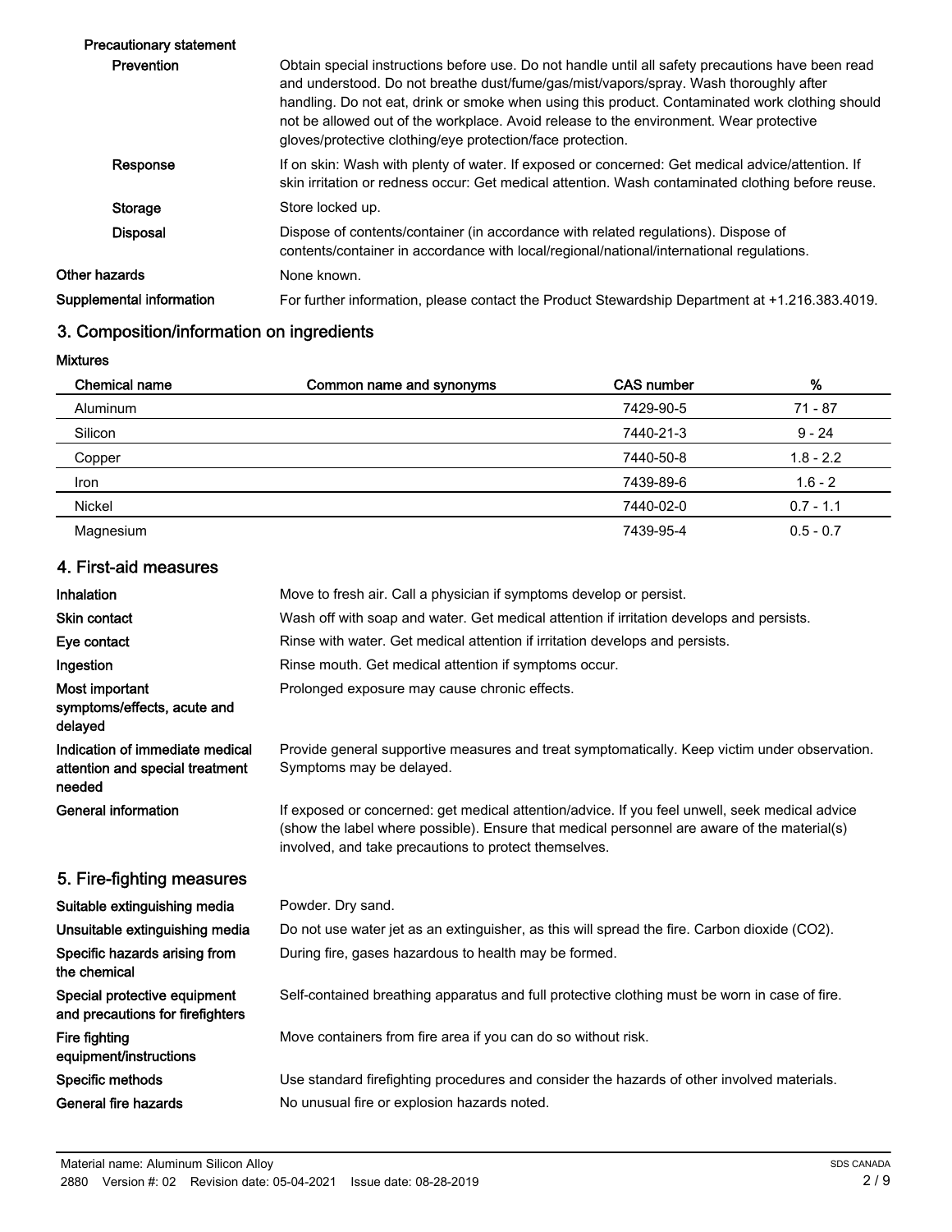**Precautionary statement**

| | |
|---|---|
| **Prevention** | Obtain special instructions before use. Do not handle until all safety precautions have been read and understood. Do not breathe dust/fume/gas/mist/vapors/spray. Wash thoroughly after handling. Do not eat, drink or smoke when using this product. Contaminated work clothing should not be allowed out of the workplace. Avoid release to the environment. Wear protective gloves/protective clothing/eye protection/face protection. |
| **Response** | If on skin: Wash with plenty of water. If exposed or concerned: Get medical advice/attention. If skin irritation or redness occur: Get medical attention. Wash contaminated clothing before reuse. |
| **Storage** | Store locked up. |
| **Disposal** | Dispose of contents/container (in accordance with related regulations). Dispose of contents/container in accordance with local/regional/national/international regulations. |

**Other hazards** None known.

**Supplemental information** For further information, please contact the Product Stewardship Department at +1.216.383.4019.

## 3. Composition/information on ingredients

**Mixtures**

| Chemical name | Common name and synonyms | CAS number | % |
|---|---|---|---|
| Aluminum | | 7429-90-5 | 71 - 87 |
| Silicon | | 7440-21-3 | 9 - 24 |
| Copper | | 7440-50-8 | 1.8 - 2.2 |
| Iron | | 7439-89-6 | 1.6 - 2 |
| Nickel | | 7440-02-0 | 0.7 - 1.1 |
| Magnesium | | 7439-95-4 | 0.5 - 0.7 |

## 4. First-aid measures

| | |
|---|---|
| **Inhalation** | Move to fresh air. Call a physician if symptoms develop or persist. |
| **Skin contact** | Wash off with soap and water. Get medical attention if irritation develops and persists. |
| **Eye contact** | Rinse with water. Get medical attention if irritation develops and persists. |
| **Ingestion** | Rinse mouth. Get medical attention if symptoms occur. |
| **Most important symptoms/effects, acute and delayed** | Prolonged exposure may cause chronic effects. |
| **Indication of immediate medical attention and special treatment needed** | Provide general supportive measures and treat symptomatically. Keep victim under observation. Symptoms may be delayed. |
| **General information** | If exposed or concerned: get medical attention/advice. If you feel unwell, seek medical advice (show the label where possible). Ensure that medical personnel are aware of the material(s) involved, and take precautions to protect themselves. |

## 5. Fire-fighting measures

| | |
|---|---|
| **Suitable extinguishing media** | Powder. Dry sand. |
| **Unsuitable extinguishing media** | Do not use water jet as an extinguisher, as this will spread the fire. Carbon dioxide ($CO_2$). |
| **Specific hazards arising from the chemical** | During fire, gases hazardous to health may be formed. |
| **Special protective equipment and precautions for firefighters** | Self-contained breathing apparatus and full protective clothing must be worn in case of fire. |
| **Fire fighting equipment/instructions** | Move containers from fire area if you can do so without risk. |
| **Specific methods** | Use standard firefighting procedures and consider the hazards of other involved materials. |
| **General fire hazards** | No unusual fire or explosion hazards noted. |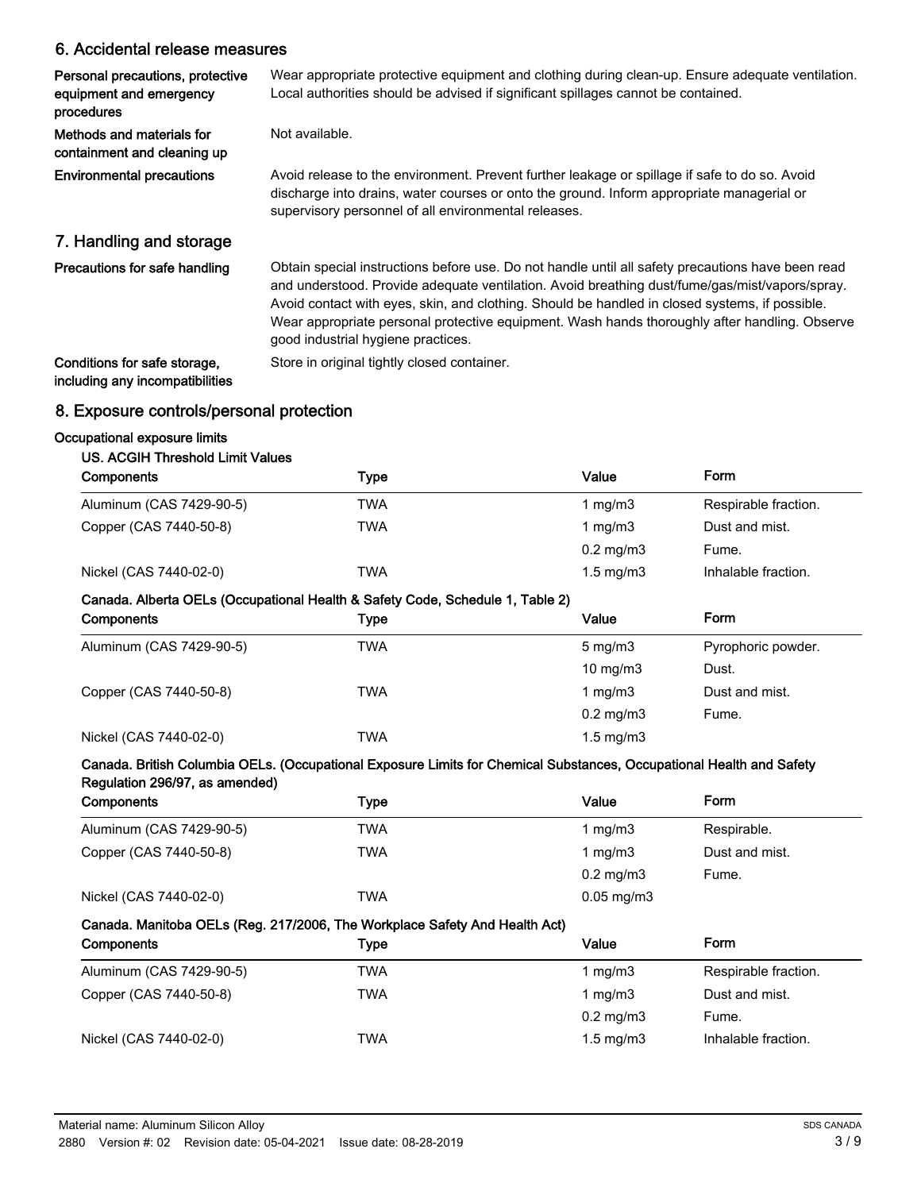## 6. Accidental release measures

| | |
|---|---|
| **Personal precautions, protective equipment and emergency procedures** | Wear appropriate protective equipment and clothing during clean-up. Ensure adequate ventilation. Local authorities should be advised if significant spillages cannot be contained. |
| **Methods and materials for containment and cleaning up** | Not available. |
| **Environmental precautions** | Avoid release to the environment. Prevent further leakage or spillage if safe to do so. Avoid discharge into drains, water courses or onto the ground. Inform appropriate managerial or supervisory personnel of all environmental releases. |

## 7. Handling and storage

| | |
|---|---|
| **Precautions for safe handling** | Obtain special instructions before use. Do not handle until all safety precautions have been read and understood. Provide adequate ventilation. Avoid breathing dust/fume/gas/mist/vapors/spray. Avoid contact with eyes, skin, and clothing. Should be handled in closed systems, if possible. Wear appropriate personal protective equipment. Wash hands thoroughly after handling. Observe good industrial hygiene practices. |
| **Conditions for safe storage, including any incompatibilities** | Store in original tightly closed container. |

## 8. Exposure controls/personal protection

**Occupational exposure limits**

**US. ACGIH Threshold Limit Values**

| Components | Type | Value | Form |
|---|---|---|---|
| Aluminum (CAS 7429-90-5) | TWA | 1 mg/m3 | Respirable fraction. |
| Copper (CAS 7440-50-8) | TWA | 1 mg/m3 | Dust and mist. |
| | | 0.2 mg/m3 | Fume. |
| Nickel (CAS 7440-02-0) | TWA | 1.5 mg/m3 | Inhalable fraction. |

**Canada. Alberta OELs (Occupational Health & Safety Code, Schedule 1, Table 2)**

| Components | Type | Value | Form |
|---|---|---|---|
| Aluminum (CAS 7429-90-5) | TWA | 5 mg/m3 | Pyrophoric powder. |
| | | 10 mg/m3 | Dust. |
| Copper (CAS 7440-50-8) | TWA | 1 mg/m3 | Dust and mist. |
| | | 0.2 mg/m3 | Fume. |
| Nickel (CAS 7440-02-0) | TWA | 1.5 mg/m3 | |

**Canada. British Columbia OELs. (Occupational Exposure Limits for Chemical Substances, Occupational Health and Safety Regulation 296/97, as amended)**

| Components | Type | Value | Form |
|---|---|---|---|
| Aluminum (CAS 7429-90-5) | TWA | 1 mg/m3 | Respirable. |
| Copper (CAS 7440-50-8) | TWA | 1 mg/m3 | Dust and mist. |
| | | 0.2 mg/m3 | Fume. |
| Nickel (CAS 7440-02-0) | TWA | 0.05 mg/m3 | |

**Canada. Manitoba OELs (Reg. 217/2006, The Workplace Safety And Health Act)**

| Components | Type | Value | Form |
|---|---|---|---|
| Aluminum (CAS 7429-90-5) | TWA | 1 mg/m3 | Respirable fraction. |
| Copper (CAS 7440-50-8) | TWA | 1 mg/m3 | Dust and mist. |
| | | 0.2 mg/m3 | Fume. |
| Nickel (CAS 7440-02-0) | TWA | 1.5 mg/m3 | Inhalable fraction. |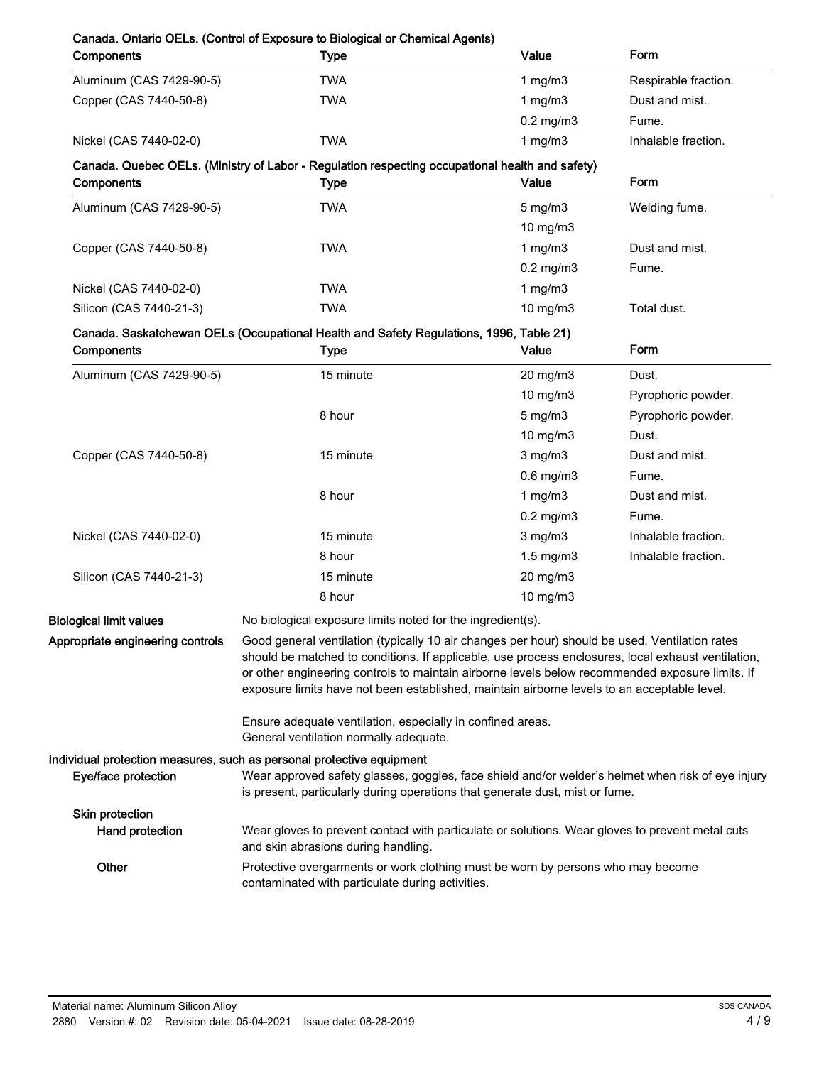**Canada. Ontario OELs. (Control of Exposure to Biological or Chemical Agents)**

| Components | Type | Value | Form |
|---|---|---|---|
| Aluminum (CAS 7429-90-5) | TWA | 1 mg/m3 | Respirable fraction. |
| Copper (CAS 7440-50-8) | TWA | 1 mg/m3 | Dust and mist. |
| | | 0.2 mg/m3 | Fume. |
| Nickel (CAS 7440-02-0) | TWA | 1 mg/m3 | Inhalable fraction. |

**Canada. Quebec OELs. (Ministry of Labor - Regulation respecting occupational health and safety)**

| Components | Type | Value | Form |
|---|---|---|---|
| Aluminum (CAS 7429-90-5) | TWA | 5 mg/m3 | Welding fume. |
| | | 10 mg/m3 | |
| Copper (CAS 7440-50-8) | TWA | 1 mg/m3 | Dust and mist. |
| | | 0.2 mg/m3 | Fume. |
| Nickel (CAS 7440-02-0) | TWA | 1 mg/m3 | |
| Silicon (CAS 7440-21-3) | TWA | 10 mg/m3 | Total dust. |

**Canada. Saskatchewan OELs (Occupational Health and Safety Regulations, 1996, Table 21)**

| Components | Type | Value | Form |
|---|---|---|---|
| Aluminum (CAS 7429-90-5) | 15 minute | 20 mg/m3 | Dust. |
| | | 10 mg/m3 | Pyrophoric powder. |
| | 8 hour | 5 mg/m3 | Pyrophoric powder. |
| | | 10 mg/m3 | Dust. |
| Copper (CAS 7440-50-8) | 15 minute | 3 mg/m3 | Dust and mist. |
| | | 0.6 mg/m3 | Fume. |
| | 8 hour | 1 mg/m3 | Dust and mist. |
| | | 0.2 mg/m3 | Fume. |
| Nickel (CAS 7440-02-0) | 15 minute | 3 mg/m3 | Inhalable fraction. |
| | 8 hour | 1.5 mg/m3 | Inhalable fraction. |
| Silicon (CAS 7440-21-3) | 15 minute | 20 mg/m3 | |
| | 8 hour | 10 mg/m3 | |

**Biological limit values**
No biological exposure limits noted for the ingredient(s).

**Appropriate engineering controls**
Good general ventilation (typically 10 air changes per hour) should be used. Ventilation rates should be matched to conditions. If applicable, use process enclosures, local exhaust ventilation, or other engineering controls to maintain airborne levels below recommended exposure limits. If exposure limits have not been established, maintain airborne levels to an acceptable level.

Ensure adequate ventilation, especially in confined areas.
General ventilation normally adequate.

**Individual protection measures, such as personal protective equipment**

**Eye/face protection**
Wear approved safety glasses, goggles, face shield and/or welder's helmet when risk of eye injury is present, particularly during operations that generate dust, mist or fume.

**Skin protection**

**Hand protection**
Wear gloves to prevent contact with particulate or solutions. Wear gloves to prevent metal cuts and skin abrasions during handling.

**Other**
Protective overgarments or work clothing must be worn by persons who may become contaminated with particulate during activities.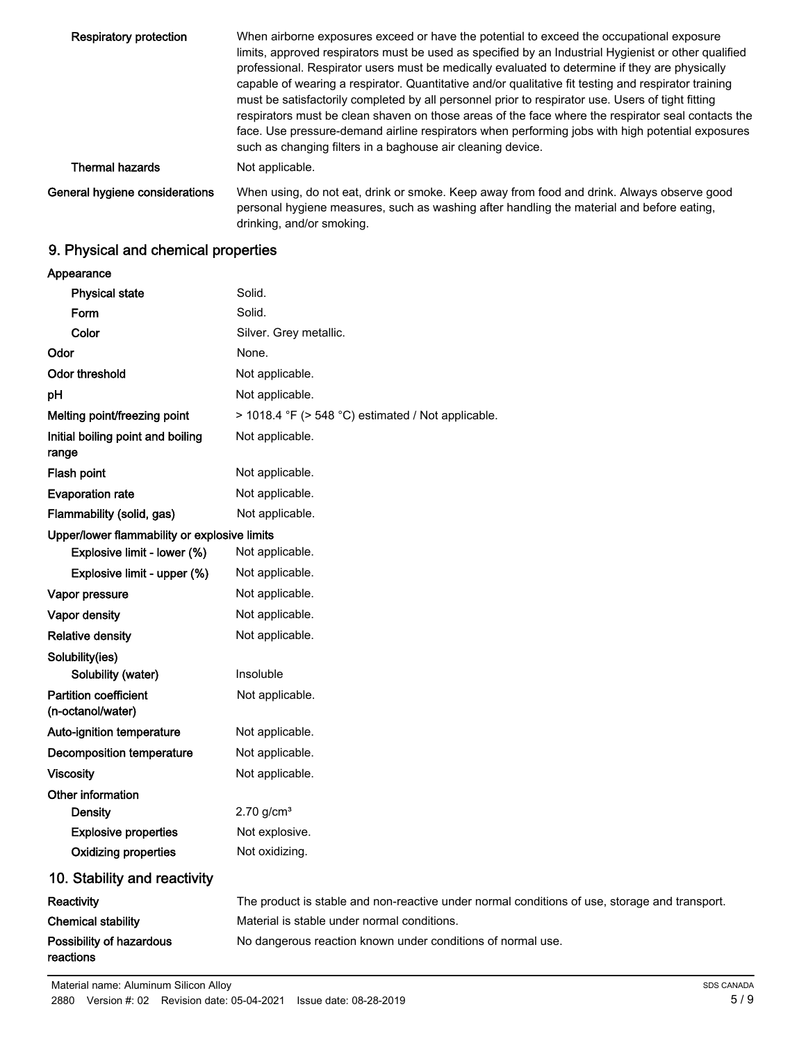| | |
|---|---|
| **Respiratory protection** | When airborne exposures exceed or have the potential to exceed the occupational exposure limits, approved respirators must be used as specified by an Industrial Hygienist or other qualified professional. Respirator users must be medically evaluated to determine if they are physically capable of wearing a respirator. Quantitative and/or qualitative fit testing and respirator training must be satisfactorily completed by all personnel prior to respirator use. Users of tight fitting respirators must be clean shaven on those areas of the face where the respirator seal contacts the face. Use pressure-demand airline respirators when performing jobs with high potential exposures such as changing filters in a baghouse air cleaning device. |
| **Thermal hazards** | Not applicable. |
| **General hygiene considerations** | When using, do not eat, drink or smoke. Keep away from food and drink. Always observe good personal hygiene measures, such as washing after handling the material and before eating, drinking, and/or smoking. |

## 9. Physical and chemical properties

| | |
|---|---|
| **Appearance** | |
| **Physical state** | Solid. |
| **Form** | Solid. |
| **Color** | Silver. Grey metallic. |
| **Odor** | None. |
| **Odor threshold** | Not applicable. |
| **pH** | Not applicable. |
| **Melting point/freezing point** | > 1018.4 °F (> 548 °C) estimated / Not applicable. |
| **Initial boiling point and boiling range** | Not applicable. |
| **Flash point** | Not applicable. |
| **Evaporation rate** | Not applicable. |
| **Flammability (solid, gas)** | Not applicable. |
| **Upper/lower flammability or explosive limits** | |
| **Explosive limit - lower (%)** | Not applicable. |
| **Explosive limit - upper (%)** | Not applicable. |
| **Vapor pressure** | Not applicable. |
| **Vapor density** | Not applicable. |
| **Relative density** | Not applicable. |
| **Solubility(ies)** | |
| **Solubility (water)** | Insoluble |
| **Partition coefficient (n-octanol/water)** | Not applicable. |
| **Auto-ignition temperature** | Not applicable. |
| **Decomposition temperature** | Not applicable. |
| **Viscosity** | Not applicable. |
| **Other information** | |
| **Density** | 2.70 g/cm³ |
| **Explosive properties** | Not explosive. |
| **Oxidizing properties** | Not oxidizing. |

## 10. Stability and reactivity

| | |
|---|---|
| **Reactivity** | The product is stable and non-reactive under normal conditions of use, storage and transport. |
| **Chemical stability** | Material is stable under normal conditions. |
| **Possibility of hazardous reactions** | No dangerous reaction known under conditions of normal use. |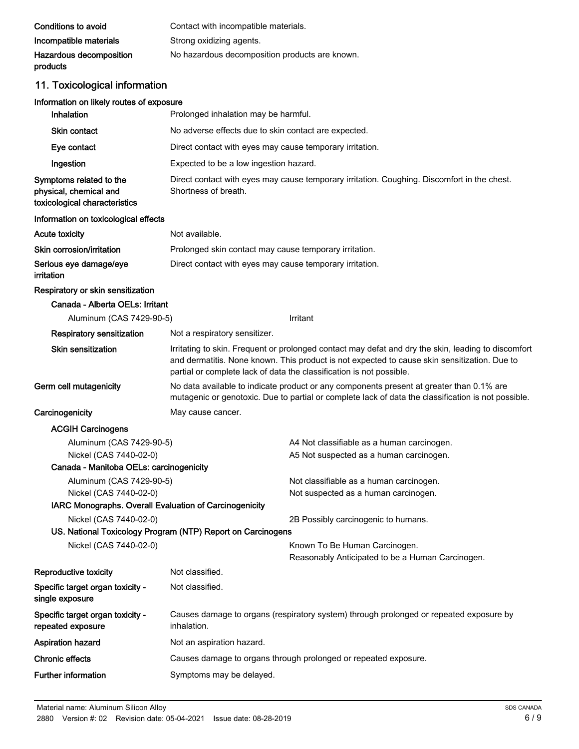| | |
|---|---|
| **Conditions to avoid** | Contact with incompatible materials. |
| **Incompatible materials** | Strong oxidizing agents. |
| **Hazardous decomposition products** | No hazardous decomposition products are known. |

## 11. Toxicological information

**Information on likely routes of exposure**

| | |
|---|---|
| **Inhalation** | Prolonged inhalation may be harmful. |
| **Skin contact** | No adverse effects due to skin contact are expected. |
| **Eye contact** | Direct contact with eyes may cause temporary irritation. |
| **Ingestion** | Expected to be a low ingestion hazard. |
| **Symptoms related to the physical, chemical and toxicological characteristics** | Direct contact with eyes may cause temporary irritation. Coughing. Discomfort in the chest. Shortness of breath. |

**Information on toxicological effects**

| | |
|---|---|
| **Acute toxicity** | Not available. |
| **Skin corrosion/irritation** | Prolonged skin contact may cause temporary irritation. |
| **Serious eye damage/eye irritation** | Direct contact with eyes may cause temporary irritation. |

**Respiratory or skin sensitization**

**Canada - Alberta OELs: Irritant**

| | |
|---|---|
| Aluminum (CAS 7429-90-5) | Irritant |

| | |
|---|---|
| **Respiratory sensitization** | Not a respiratory sensitizer. |
| **Skin sensitization** | Irritating to skin. Frequent or prolonged contact may defat and dry the skin, leading to discomfort and dermatitis. None known. This product is not expected to cause skin sensitization. Due to partial or complete lack of data the classification is not possible. |
| **Germ cell mutagenicity** | No data available to indicate product or any components present at greater than 0.1% are mutagenic or genotoxic. Due to partial or complete lack of data the classification is not possible. |
| **Carcinogenicity** | May cause cancer. |

**ACGIH Carcinogens**

| | |
|---|---|
| Aluminum (CAS 7429-90-5) | A4 Not classifiable as a human carcinogen. |
| Nickel (CAS 7440-02-0) | A5 Not suspected as a human carcinogen. |

**Canada - Manitoba OELs: carcinogenicity**

| | |
|---|---|
| Aluminum (CAS 7429-90-5) | Not classifiable as a human carcinogen. |
| Nickel (CAS 7440-02-0) | Not suspected as a human carcinogen. |

**IARC Monographs. Overall Evaluation of Carcinogenicity**

| | |
|---|---|
| Nickel (CAS 7440-02-0) | 2B Possibly carcinogenic to humans. |

**US. National Toxicology Program (NTP) Report on Carcinogens**

| | |
|---|---|
| Nickel (CAS 7440-02-0) | Known To Be Human Carcinogen.<br>Reasonably Anticipated to be a Human Carcinogen. |

| | |
|---|---|
| **Reproductive toxicity** | Not classified. |
| **Specific target organ toxicity - single exposure** | Not classified. |
| **Specific target organ toxicity - repeated exposure** | Causes damage to organs (respiratory system) through prolonged or repeated exposure by inhalation. |
| **Aspiration hazard** | Not an aspiration hazard. |
| **Chronic effects** | Causes damage to organs through prolonged or repeated exposure. |
| **Further information** | Symptoms may be delayed. |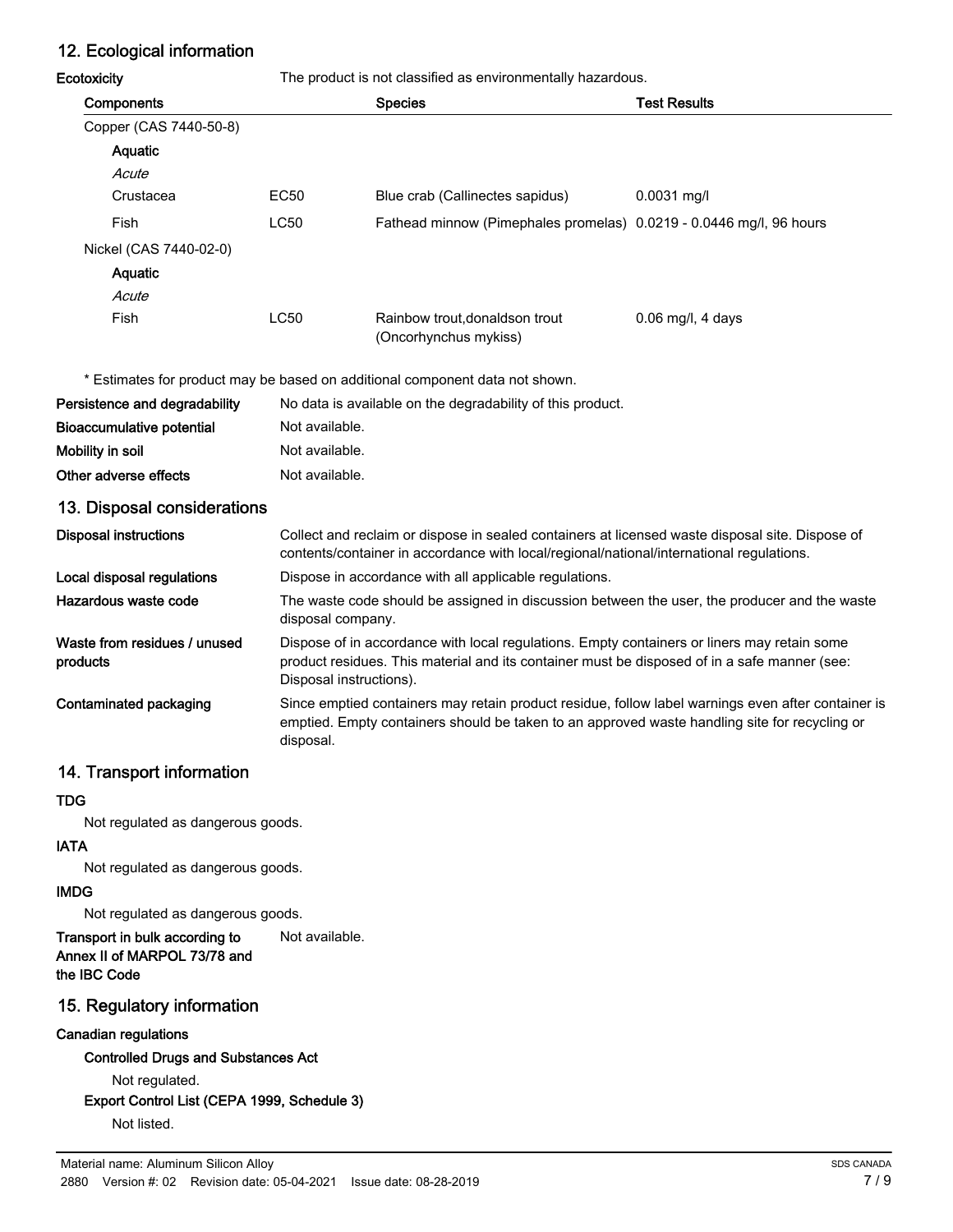## 12. Ecological information

**Ecotoxicity** The product is not classified as environmentally hazardous.

| Components | | Species | Test Results |
|---|---|---|---|
| Copper (CAS 7440-50-8) | | | |
| **Aquatic** | | | |
| *Acute* | | | |
| Crustacea | EC50 | Blue crab (Callinectes sapidus) | 0.0031 mg/l |
| Fish | LC50 | Fathead minnow (Pimephales promelas) | 0.0219 - 0.0446 mg/l, 96 hours |
| Nickel (CAS 7440-02-0) | | | |
| **Aquatic** | | | |
| *Acute* | | | |
| Fish | LC50 | Rainbow trout,donaldson trout (Oncorhynchus mykiss) | 0.06 mg/l, 4 days |

\* Estimates for product may be based on additional component data not shown.

**Persistence and degradability** No data is available on the degradability of this product.

**Bioaccumulative potential** Not available.

**Mobility in soil** Not available.

**Other adverse effects** Not available.

## 13. Disposal considerations

**Disposal instructions** Collect and reclaim or dispose in sealed containers at licensed waste disposal site. Dispose of contents/container in accordance with local/regional/national/international regulations.

**Local disposal regulations** Dispose in accordance with all applicable regulations.

**Hazardous waste code** The waste code should be assigned in discussion between the user, the producer and the waste disposal company.

**Waste from residues / unused products** Dispose of in accordance with local regulations. Empty containers or liners may retain some product residues. This material and its container must be disposed of in a safe manner (see: Disposal instructions).

**Contaminated packaging** Since emptied containers may retain product residue, follow label warnings even after container is emptied. Empty containers should be taken to an approved waste handling site for recycling or disposal.

## 14. Transport information

**TDG**

Not regulated as dangerous goods.

**IATA**

Not regulated as dangerous goods.

**IMDG**

Not regulated as dangerous goods.

**Transport in bulk according to Annex II of MARPOL 73/78 and the IBC Code** Not available.

## 15. Regulatory information

**Canadian regulations**

**Controlled Drugs and Substances Act**

Not regulated.

**Export Control List (CEPA 1999, Schedule 3)**

Not listed.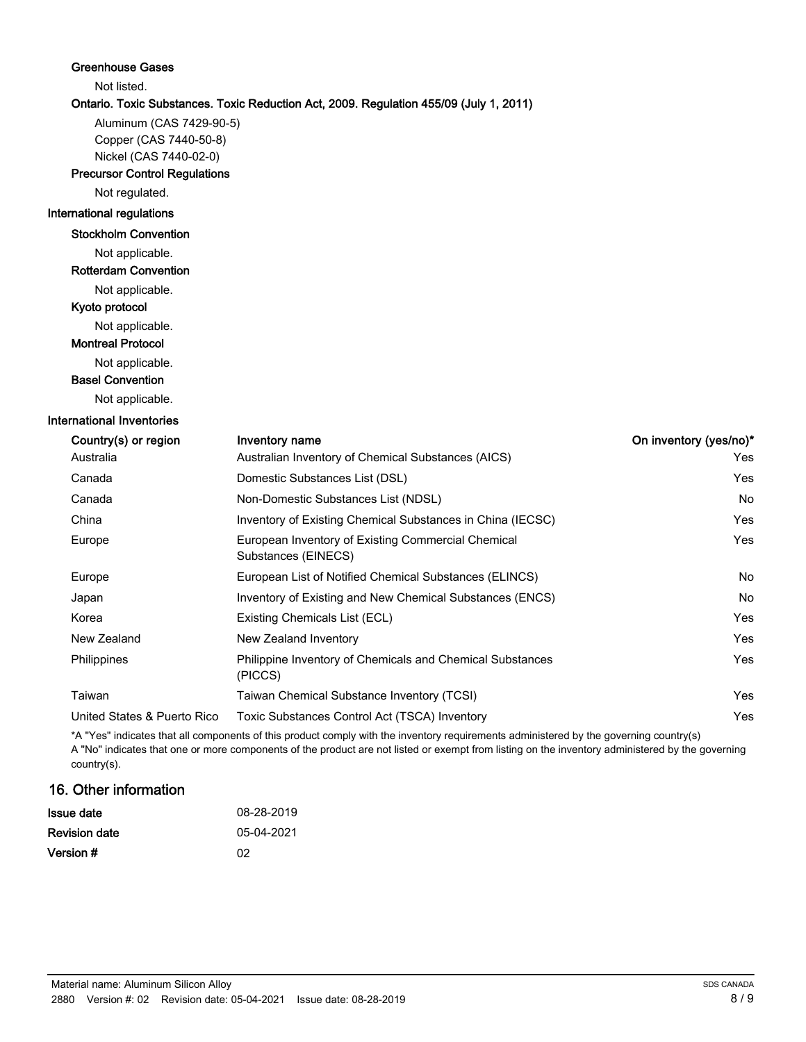### Greenhouse Gases

Not listed.

### Ontario. Toxic Substances. Toxic Reduction Act, 2009. Regulation 455/09 (July 1, 2011)

Aluminum (CAS 7429-90-5)
Copper (CAS 7440-50-8)
Nickel (CAS 7440-02-0)

### Precursor Control Regulations

Not regulated.

## International regulations

### Stockholm Convention

Not applicable.

### Rotterdam Convention

Not applicable.

### Kyoto protocol

Not applicable.

### Montreal Protocol

Not applicable.

### Basel Convention

Not applicable.

## International Inventories

| Country(s) or region | Inventory name | On inventory (yes/no)* |
|---|---|---|
| Australia | Australian Inventory of Chemical Substances (AICS) | Yes |
| Canada | Domestic Substances List (DSL) | Yes |
| Canada | Non-Domestic Substances List (NDSL) | No |
| China | Inventory of Existing Chemical Substances in China (IECSC) | Yes |
| Europe | European Inventory of Existing Commercial Chemical Substances (EINECS) | Yes |
| Europe | European List of Notified Chemical Substances (ELINCS) | No |
| Japan | Inventory of Existing and New Chemical Substances (ENCS) | No |
| Korea | Existing Chemicals List (ECL) | Yes |
| New Zealand | New Zealand Inventory | Yes |
| Philippines | Philippine Inventory of Chemicals and Chemical Substances (PICCS) | Yes |
| Taiwan | Taiwan Chemical Substance Inventory (TCSI) | Yes |
| United States & Puerto Rico | Toxic Substances Control Act (TSCA) Inventory | Yes |

*A "Yes" indicates that all components of this product comply with the inventory requirements administered by the governing country(s)
A "No" indicates that one or more components of the product are not listed or exempt from listing on the inventory administered by the governing country(s).

## 16. Other information

| | |
|---|---|
| **Issue date** | 08-28-2019 |
| **Revision date** | 05-04-2021 |
| **Version #** | 02 |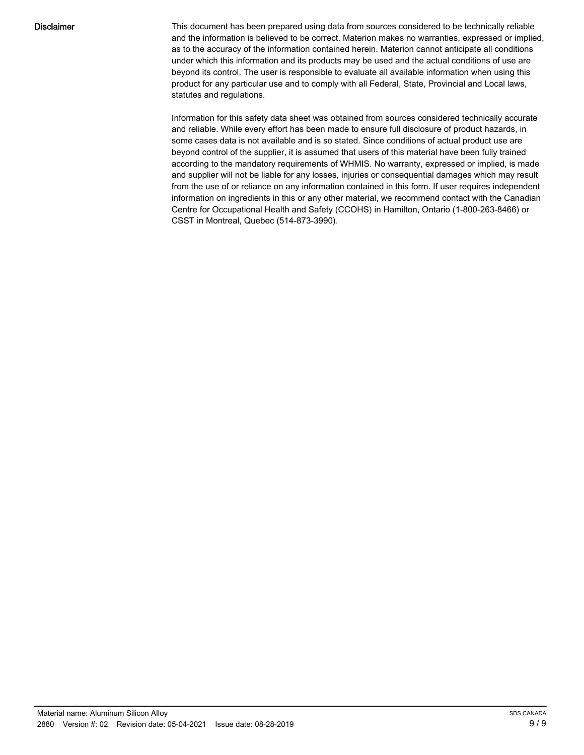**Disclaimer**

This document has been prepared using data from sources considered to be technically reliable and the information is believed to be correct. Materion makes no warranties, expressed or implied, as to the accuracy of the information contained herein. Materion cannot anticipate all conditions under which this information and its products may be used and the actual conditions of use are beyond its control. The user is responsible to evaluate all available information when using this product for any particular use and to comply with all Federal, State, Provincial and Local laws, statutes and regulations.

Information for this safety data sheet was obtained from sources considered technically accurate and reliable. While every effort has been made to ensure full disclosure of product hazards, in some cases data is not available and is so stated. Since conditions of actual product use are beyond control of the supplier, it is assumed that users of this material have been fully trained according to the mandatory requirements of WHMIS. No warranty, expressed or implied, is made and supplier will not be liable for any losses, injuries or consequential damages which may result from the use of or reliance on any information contained in this form. If user requires independent information on ingredients in this or any other material, we recommend contact with the Canadian Centre for Occupational Health and Safety (CCOHS) in Hamilton, Ontario (1-800-263-8466) or CSST in Montreal, Quebec (514-873-3990).